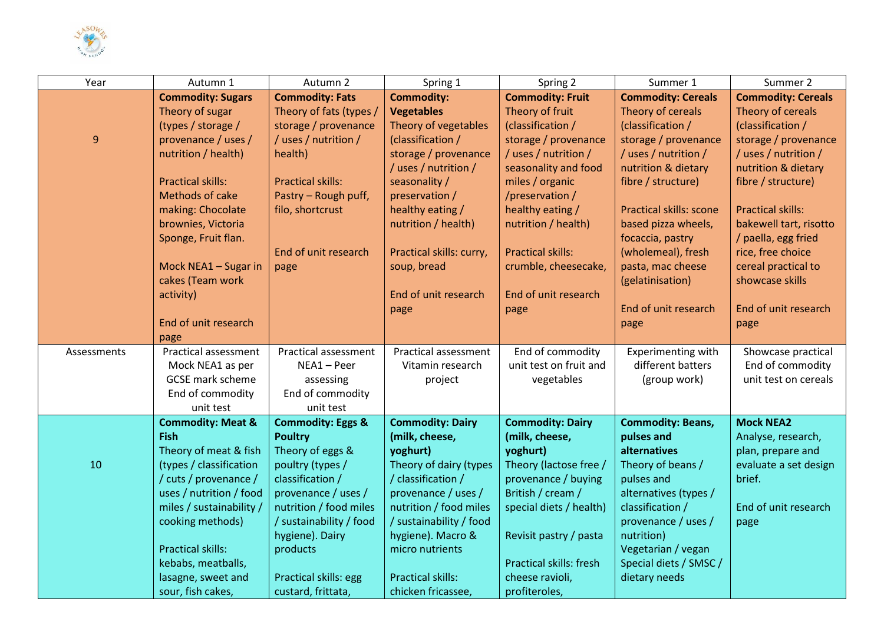| Year | Autumn 1 | Autumn 2 | Spring 1 | Spring 2 | Summer 1 | Summer 2 |
|---|---|---|---|---|---|---|
| 9 | **Commodity: Sugars**<br>Theory of sugar (types / storage / provenance / uses / nutrition / health)<br><br>Practical skills: Methods of cake making: Chocolate brownies, Victoria Sponge, Fruit flan.<br><br>Mock NEA1 – Sugar in cakes (Team work activity)<br><br>End of unit research page | **Commodity: Fats**<br>Theory of fats (types / storage / provenance / uses / nutrition / health)<br><br>Practical skills: Pastry – Rough puff, filo, shortcrust<br><br>End of unit research page | **Commodity: Vegetables**<br>Theory of vegetables (classification / storage / provenance / uses / nutrition / seasonality / preservation / healthy eating / nutrition / health)<br><br>Practical skills: curry, soup, bread<br><br>End of unit research page | **Commodity: Fruit**<br>Theory of fruit (classification / storage / provenance / uses / nutrition / seasonality and food miles / organic /preservation / healthy eating / nutrition / health)<br><br>Practical skills: crumble, cheesecake,<br><br>End of unit research page | **Commodity: Cereals**<br>Theory of cereals (classification / storage / provenance / uses / nutrition & dietary fibre / structure)<br><br>Practical skills: scone based pizza wheels, focaccia, pastry (wholemeal), fresh pasta, mac cheese (gelatinisation)<br><br>End of unit research page | **Commodity: Cereals**<br>Theory of cereals (classification / storage / provenance / uses / nutrition / nutrition & dietary fibre / structure)<br><br>Practical skills: bakewell tart, risotto / paella, egg fried rice, free choice cereal practical to showcase skills<br><br>End of unit research page |
| Assessments | Practical assessment Mock NEA1 as per GCSE mark scheme End of commodity unit test | Practical assessment NEA1 – Peer assessing End of commodity unit test | Practical assessment Vitamin research project | End of commodity unit test on fruit and vegetables | Experimenting with different batters (group work) | Showcase practical End of commodity unit test on cereals |
| 10 | **Commodity: Meat & Fish**<br>Theory of meat & fish (types / classification / cuts / provenance / uses / nutrition / food miles / sustainability / cooking methods)<br><br>Practical skills: kebabs, meatballs, lasagne, sweet and sour, fish cakes, | **Commodity: Eggs & Poultry**<br>Theory of eggs & poultry (types / classification / provenance / uses / nutrition / food miles / sustainability / food hygiene). Dairy products<br><br>Practical skills: egg custard, frittata, | **Commodity: Dairy (milk, cheese, yoghurt)**<br>Theory of dairy (types / classification / provenance / uses / nutrition / food miles / sustainability / food hygiene). Macro & micro nutrients<br><br>Practical skills: chicken fricassee, | **Commodity: Dairy (milk, cheese, yoghurt)**<br>Theory (lactose free / provenance / buying British / cream / special diets / health)<br><br>Revisit pastry / pasta<br><br>Practical skills: fresh cheese ravioli, profiteroles, | **Commodity: Beans, pulses and alternatives**<br>Theory of beans / pulses and alternatives (types / classification / provenance / uses / nutrition)<br>Vegetarian / vegan Special diets / SMSC / dietary needs | **Mock NEA2**<br>Analyse, research, plan, prepare and evaluate a set design brief.<br><br>End of unit research page |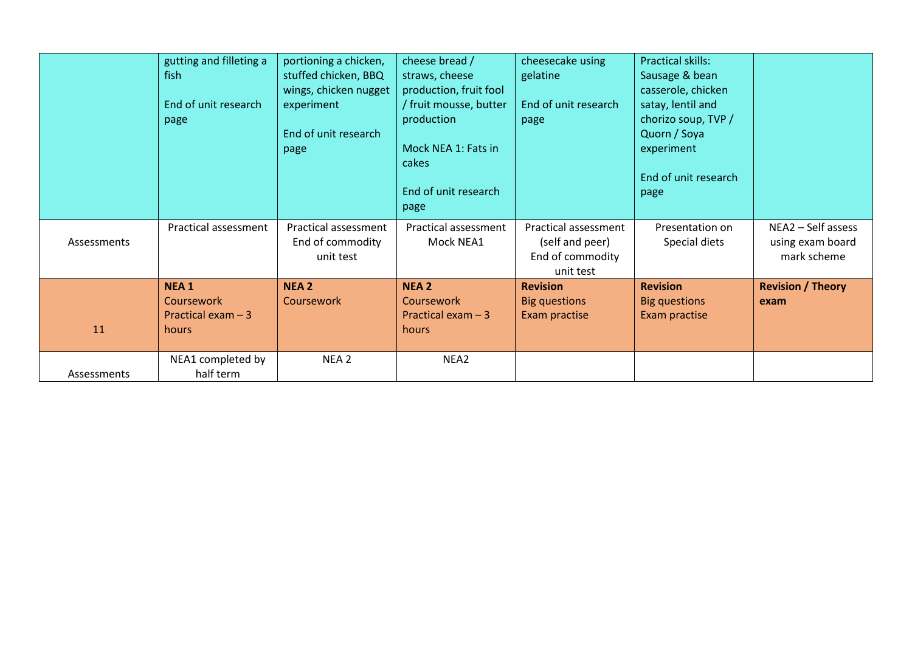| | | | | | | |
|---|---|---|---|---|---|---|
| | gutting and filleting a fish<br><br>End of unit research page | portioning a chicken, stuffed chicken, BBQ wings, chicken nugget experiment<br><br>End of unit research page | cheese bread / straws, cheese production, fruit fool / fruit mousse, butter production<br><br>Mock NEA 1: Fats in cakes<br><br>End of unit research page | cheesecake using gelatine<br><br>End of unit research page | Practical skills: Sausage & bean casserole, chicken satay, lentil and chorizo soup, TVP / Quorn / Soya experiment<br><br>End of unit research page | |
| Assessments | Practical assessment | Practical assessment<br>End of commodity unit test | Practical assessment<br>Mock NEA1 | Practical assessment (self and peer)<br>End of commodity unit test | Presentation on Special diets | NEA2 – Self assess using exam board mark scheme |
| 11 | **NEA 1**<br>Coursework<br>Practical exam – 3 hours | **NEA 2**<br>Coursework | **NEA 2**<br>Coursework<br>Practical exam – 3 hours | **Revision**<br>Big questions<br>Exam practise | **Revision**<br>Big questions<br>Exam practise | **Revision / Theory exam** |
| Assessments | NEA1 completed by half term | NEA 2 | NEA2 | | | |